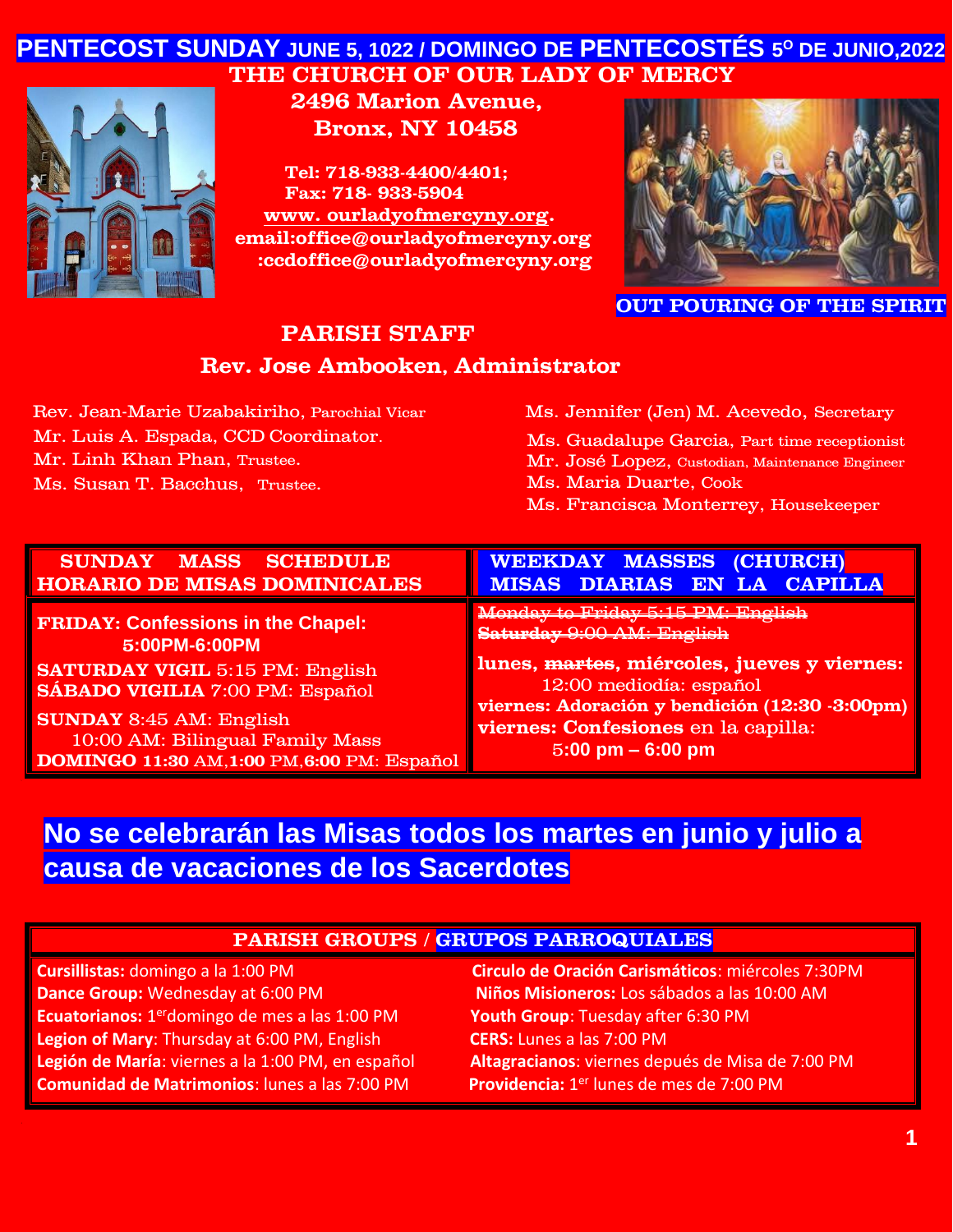# PENTECOST SUNDAY JUNE 5, 1022 / DOMINGO DE PENTECOSTÉS 5º DE JUNIO,2022

## THE CHURCH OF OUR LADY OF MERCY

**2496 Marion Avenue,**
**Bronx, NY 10458**

**Tel: 718-933-4400/4401;**
**Fax: 718- 933-5904**
**www. ourladyofmercyny.org.**
**email:office@ourladyofmercyny.org**
**:ccdoffice@ourladyofmercyny.org**

OUT POURING OF THE SPIRIT

## PARISH STAFF

### Rev. Jose Ambooken, Administrator

Rev. Jean-Marie Uzabakiriho, Parochial Vicar
Mr. Luis A. Espada, CCD Coordinator.
Mr. Linh Khan Phan, Trustee.
Ms. Susan T. Bacchus, Trustee.

Ms. Jennifer (Jen) M. Acevedo, Secretary
Ms. Guadalupe Garcia, Part time receptionist
Mr. José Lopez, Custodian, Maintenance Engineer
Ms. Maria Duarte, Cook
Ms. Francisca Monterrey, Housekeeper

| SUNDAY MASS SCHEDULE / HORARIO DE MISAS DOMINICALES | WEEKDAY MASSES (CHURCH) / MISAS DIARIAS EN LA CAPILLA |
|---|---|
| **FRIDAY: Confessions in the Chapel: 5:00PM-6:00PM**<br>**SATURDAY VIGIL** 5:15 PM: English<br>**SÁBADO VIGILIA** 7:00 PM: Español<br>**SUNDAY** 8:45 AM: English<br>10:00 AM: Bilingual Family Mass<br>**DOMINGO 11:30** AM,**1:00** PM,**6:00** PM: Español | ~~Monday to Friday 5:15 PM: English~~<br>~~Saturday 9:00 AM: English~~<br>**lunes, ~~martes~~, miércoles, jueves y viernes:** 12:00 mediodía: español<br>**viernes: Adoración y bendición (12:30 -3:00pm)**<br>**viernes: Confesiones** en la capilla: **5:00 pm – 6:00 pm** |

## No se celebrarán las Misas todos los martes en junio y julio a causa de vacaciones de los Sacerdotes

## PARISH GROUPS / GRUPOS PARROQUIALES

**Cursillistas:** domingo a la 1:00 PM
**Dance Group:** Wednesday at 6:00 PM
**Ecuatorianos:** 1er domingo de mes a las 1:00 PM
**Legion of Mary**: Thursday at 6:00 PM, English
**Legión de María**: viernes a la 1:00 PM, en español
**Comunidad de Matrimonios**: lunes a las 7:00 PM
**Circulo de Oración Carismáticos**: miércoles 7:30PM
**Niños Misioneros:** Los sábados a las 10:00 AM
**Youth Group**: Tuesday after 6:30 PM
**CERS:** Lunes a las 7:00 PM
**Altagracianos**: viernes depués de Misa de 7:00 PM
**Providencia:** 1er lunes de mes de 7:00 PM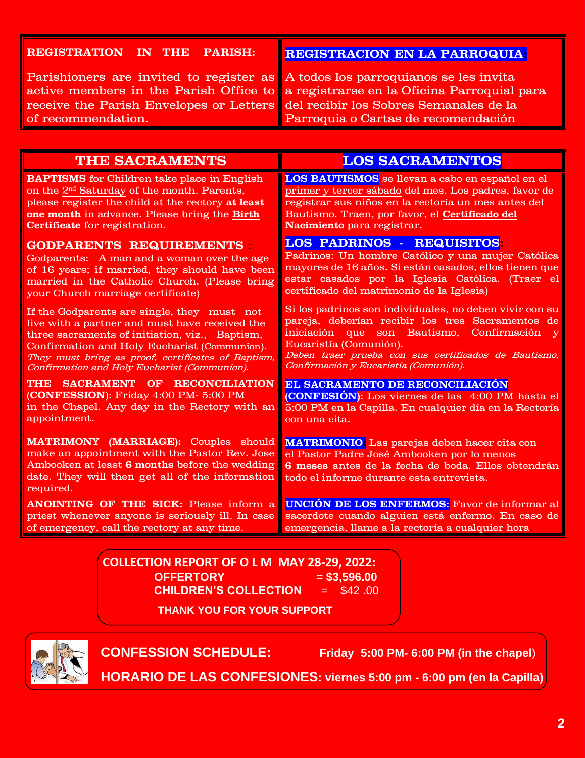## REGISTRATION IN THE PARISH:

Parishioners are invited to register as active members in the Parish Office to receive the Parish Envelopes or Letters of recommendation.

## REGISTRACION EN LA PARROQUIA:

A todos los parroquianos se les invita a registrarse en la Oficina Parroquial para del recibir los Sobres Semanales de la Parroquia o Cartas de recomendación

## THE SACRAMENTS

**BAPTISMS** for Children take place in English on the 2nd Saturday of the month. Parents, please register the child at the rectory **at least one month** in advance. Please bring the **Birth Certificate** for registration.

### GODPARENTS REQUIREMENTS:

Godparents: A man and a woman over the age of 16 years; if married, they should have been married in the Catholic Church. (Please bring your Church marriage certificate)

If the Godparents are single, they must not live with a partner and must have received the three sacraments of initiation, viz., Baptism, Confirmation and Holy Eucharist (Communion). *They must bring as proof, certificates of Baptism, Confirmation and Holy Eucharist (Communion).*

**THE SACRAMENT OF RECONCILIATION (CONFESSION)**: Friday 4:00 PM- 5:00 PM in the Chapel. Any day in the Rectory with an appointment.

**MATRIMONY (MARRIAGE):** Couples should make an appointment with the Pastor Rev. Jose Ambooken at least **6 months** before the wedding date. They will then get all of the information required.

**ANOINTING OF THE SICK:** Please inform a priest whenever anyone is seriously ill. In case of emergency, call the rectory at any time.

## LOS SACRAMENTOS

**LOS BAUTISMOS** se llevan a cabo en español en el primer y tercer sábado del mes. Los padres, favor de registrar sus niños en la rectoría un mes antes del Bautismo. Traen, por favor, el **Certificado del Nacimiento** para registrar.

### LOS PADRINOS - REQUISITOS:

Padrinos: Un hombre Católico y una mujer Católica mayores de 16 años. Si están casados, ellos tienen que estar casados por la Iglesia Católica. (Traer el certificado del matrimonio de la Iglesia)

Si los padrinos son individuales, no deben vivir con su pareja, deberían recibir los tres Sacramentos de iniciación que son Bautismo, Confirmación y Eucaristía (Comunión).
*Deben traer prueba con sus certificados de Bautismo, Confirmación y Eucaristía (Comunión).*

**EL SACRAMENTO DE RECONCILIACIÓN (CONFESIÓN):** Los viernes de las 4:00 PM hasta el 5:00 PM en la Capilla. En cualquier día en la Rectoría con una cita.

**MATRIMONIO**: Las parejas deben hacer cita con el Pastor Padre José Ambooken por lo menos **6 meses** antes de la fecha de boda. Ellos obtendrán todo el informe durante esta entrevista.

**UNCIÓN DE LOS ENFERMOS:** Favor de informar al sacerdote cuando alguien está enfermo. En caso de emergencia, llame a la rectoría a cualquier hora.

---

**COLLECTION REPORT OF O L M MAY 28-29, 2022:**

| | |
|---|---|
| **OFFERTORY** | **= $3,596.00** |
| **CHILDREN'S COLLECTION** | = $42 .00 |

**THANK YOU FOR YOUR SUPPORT**

---

**CONFESSION SCHEDULE:** **Friday 5:00 PM- 6:00 PM (in the chapel)**

**HORARIO DE LAS CONFESIONES: viernes 5:00 pm - 6:00 pm (en la Capilla)**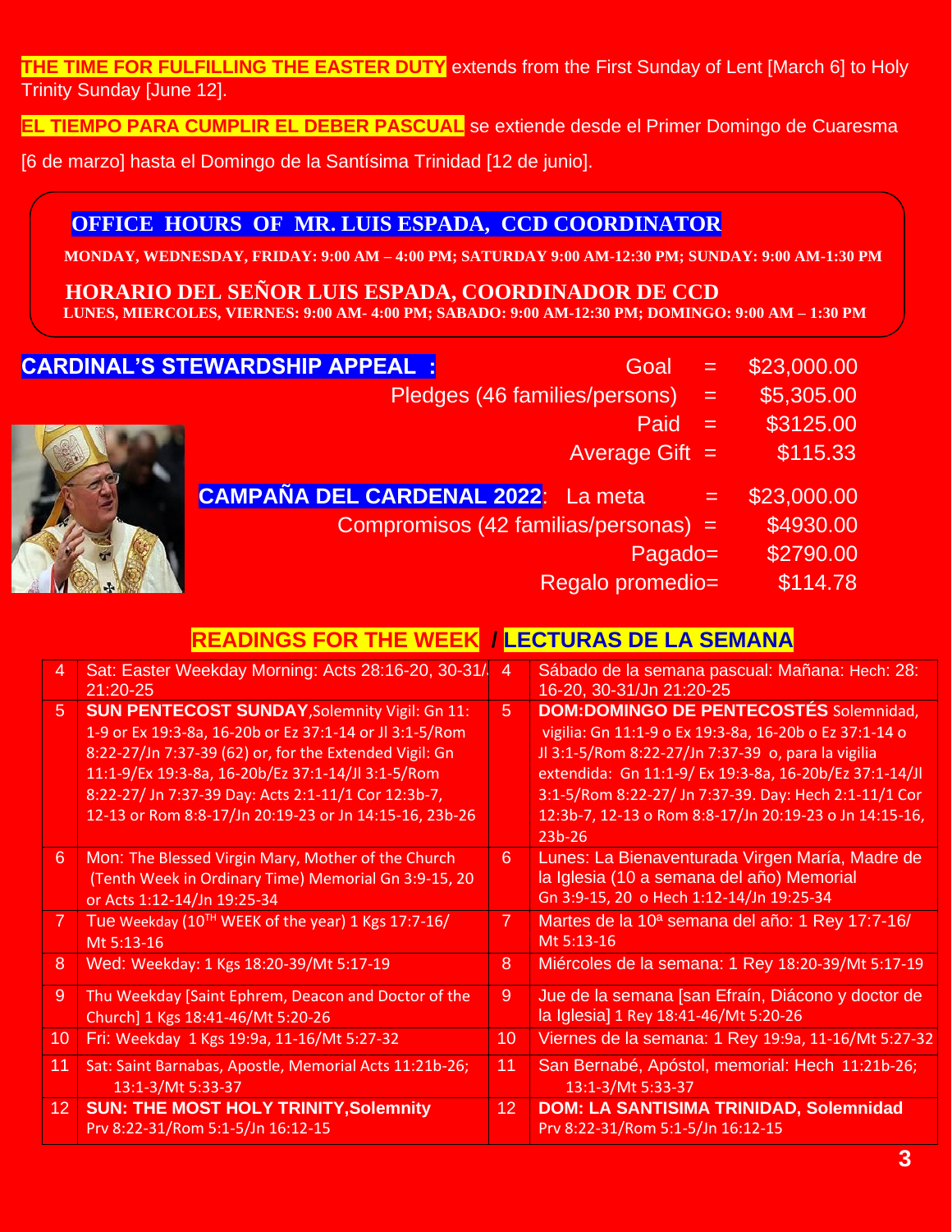**THE TIME FOR FULFILLING THE EASTER DUTY** extends from the First Sunday of Lent [March 6] to Holy Trinity Sunday [June 12].

**EL TIEMPO PARA CUMPLIR EL DEBER PASCUAL** se extiende desde el Primer Domingo de Cuaresma [6 de marzo] hasta el Domingo de la Santísima Trinidad [12 de junio].

## OFFICE HOURS OF MR. LUIS ESPADA, CCD COORDINATOR

**MONDAY, WEDNESDAY, FRIDAY: 9:00 AM – 4:00 PM; SATURDAY 9:00 AM-12:30 PM; SUNDAY: 9:00 AM-1:30 PM**

## HORARIO DEL SEÑOR LUIS ESPADA, COORDINADOR DE CCD

**LUNES, MIERCOLES, VIERNES: 9:00 AM- 4:00 PM; SABADO: 9:00 AM-12:30 PM; DOMINGO: 9:00 AM – 1:30 PM**

## CARDINAL'S STEWARDSHIP APPEAL :

Goal = $23,000.00
Pledges (46 families/persons) = $5,305.00
Paid = $3125.00
Average Gift = $115.33

## CAMPAÑA DEL CARDENAL 2022:

La meta = $23,000.00
Compromisos (42 familias/personas) = $4930.00
Pagado= $2790.00
Regalo promedio= $114.78

## READINGS FOR THE WEEK / LECTURAS DE LA SEMANA

| | | | |
|---|---|---|---|
| 4 | Sat: Easter Weekday Morning: Acts 28:16-20, 30-31/Jn 21:20-25 | 4 | Sábado de la semana pascual: Mañana: Hech: 28: 16-20, 30-31/Jn 21:20-25 |
| 5 | **SUN PENTECOST SUNDAY**,Solemnity Vigil: Gn 11: 1-9 or Ex 19:3-8a, 16-20b or Ez 37:1-14 or Jl 3:1-5/Rom 8:22-27/Jn 7:37-39 (62) or, for the Extended Vigil: Gn 11:1-9/Ex 19:3-8a, 16-20b/Ez 37:1-14/Jl 3:1-5/Rom 8:22-27/ Jn 7:37-39 Day: Acts 2:1-11/1 Cor 12:3b-7, 12-13 or Rom 8:8-17/Jn 20:19-23 or Jn 14:15-16, 23b-26 | 5 | **DOM:DOMINGO DE PENTECOSTÉS** Solemnidad, vigilia: Gn 11:1-9 o Ex 19:3-8a, 16-20b o Ez 37:1-14 o Jl 3:1-5/Rom 8:22-27/Jn 7:37-39 o, para la vigilia extendida: Gn 11:1-9/ Ex 19:3-8a, 16-20b/Ez 37:1-14/Jl 3:1-5/Rom 8:22-27/ Jn 7:37-39. Day: Hech 2:1-11/1 Cor 12:3b-7, 12-13 o Rom 8:8-17/Jn 20:19-23 o Jn 14:15-16, 23b-26 |
| 6 | Mon: The Blessed Virgin Mary, Mother of the Church (Tenth Week in Ordinary Time) Memorial Gn 3:9-15, 20 or Acts 1:12-14/Jn 19:25-34 | 6 | Lunes: La Bienaventurada Virgen María, Madre de la Iglesia (10 a semana del año) Memorial Gn 3:9-15, 20 o Hech 1:12-14/Jn 19:25-34 |
| 7 | Tue Weekday (10TH WEEK of the year) 1 Kgs 17:7-16/ Mt 5:13-16 | 7 | Martes de la 10ª semana del año: 1 Rey 17:7-16/ Mt 5:13-16 |
| 8 | Wed: Weekday: 1 Kgs 18:20-39/Mt 5:17-19 | 8 | Miércoles de la semana: 1 Rey 18:20-39/Mt 5:17-19 |
| 9 | Thu Weekday [Saint Ephrem, Deacon and Doctor of the Church] 1 Kgs 18:41-46/Mt 5:20-26 | 9 | Jue de la semana [san Efraín, Diácono y doctor de la Iglesia] 1 Rey 18:41-46/Mt 5:20-26 |
| 10 | Fri: Weekday 1 Kgs 19:9a, 11-16/Mt 5:27-32 | 10 | Viernes de la semana: 1 Rey 19:9a, 11-16/Mt 5:27-32 |
| 11 | Sat: Saint Barnabas, Apostle, Memorial Acts 11:21b-26; 13:1-3/Mt 5:33-37 | 11 | San Bernabé, Apóstol, memorial: Hech 11:21b-26; 13:1-3/Mt 5:33-37 |
| 12 | **SUN: THE MOST HOLY TRINITY,Solemnity** Prv 8:22-31/Rom 5:1-5/Jn 16:12-15 | 12 | **DOM: LA SANTISIMA TRINIDAD, Solemnidad** Prv 8:22-31/Rom 5:1-5/Jn 16:12-15 |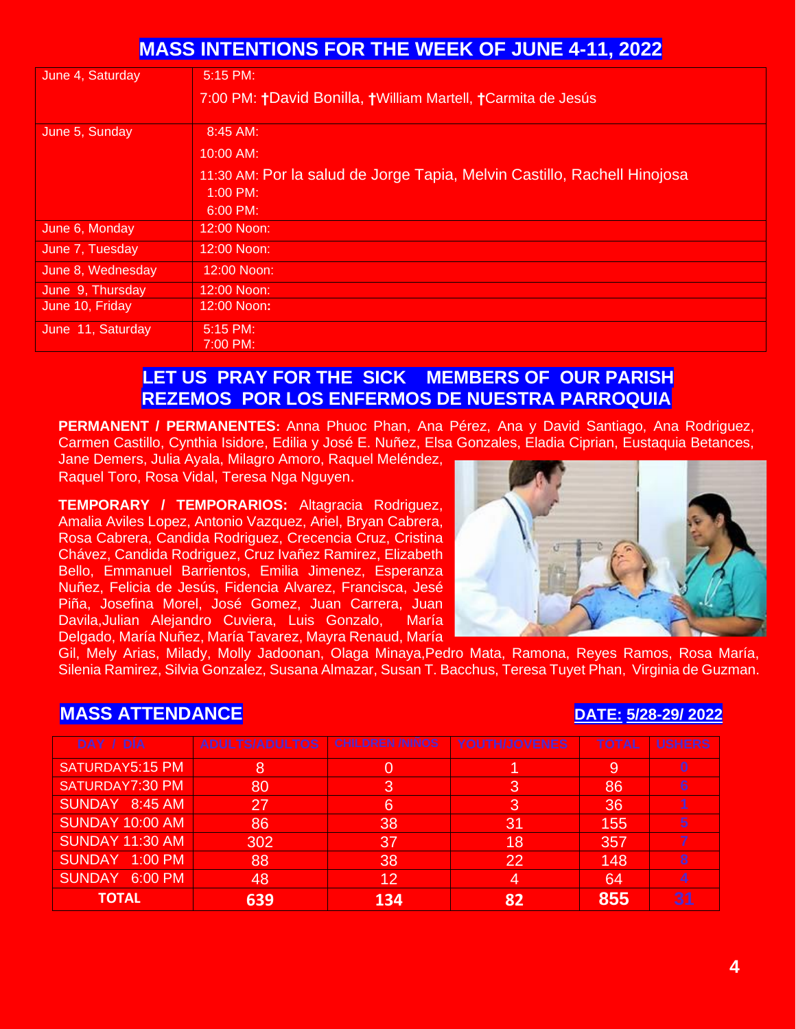## MASS INTENTIONS FOR THE WEEK OF JUNE 4-11, 2022

| | |
|---|---|
| June 4, Saturday | 5:15 PM:<br>7:00 PM: †David Bonilla, †William Martell, †Carmita de Jesús |
| June 5, Sunday | 8:45 AM:<br>10:00 AM:<br>11:30 AM: Por la salud de Jorge Tapia, Melvin Castillo, Rachell Hinojosa<br>1:00 PM:<br>6:00 PM: |
| June 6, Monday | 12:00 Noon: |
| June 7, Tuesday | 12:00 Noon: |
| June 8, Wednesday | 12:00 Noon: |
| June 9, Thursday | 12:00 Noon: |
| June 10, Friday | 12:00 Noon: |
| June 11, Saturday | 5:15 PM:<br>7:00 PM: |

## LET US PRAY FOR THE SICK MEMBERS OF OUR PARISH
## REZEMOS POR LOS ENFERMOS DE NUESTRA PARROQUIA

**PERMANENT / PERMANENTES:** Anna Phuoc Phan, Ana Pérez, Ana y David Santiago, Ana Rodriguez, Carmen Castillo, Cynthia Isidore, Edilia y José E. Nuñez, Elsa Gonzales, Eladia Ciprian, Eustaquia Betances, Jane Demers, Julia Ayala, Milagro Amoro, Raquel Meléndez, Raquel Toro, Rosa Vidal, Teresa Nga Nguyen.

**TEMPORARY / TEMPORARIOS:** Altagracia Rodriguez, Amalia Aviles Lopez, Antonio Vazquez, Ariel, Bryan Cabrera, Rosa Cabrera, Candida Rodriguez, Crecencia Cruz, Cristina Chávez, Candida Rodriguez, Cruz Ivañez Ramirez, Elizabeth Bello, Emmanuel Barrientos, Emilia Jimenez, Esperanza Nuñez, Felicia de Jesús, Fidencia Alvarez, Francisca, Jesé Piña, Josefina Morel, José Gomez, Juan Carrera, Juan Davila,Julian Alejandro Cuviera, Luis Gonzalo, María Delgado, María Nuñez, María Tavarez, Mayra Renaud, María Gil, Mely Arias, Milady, Molly Jadoonan, Olaga Minaya,Pedro Mata, Ramona, Reyes Ramos, Rosa María, Silenia Ramirez, Silvia Gonzalez, Susana Almazar, Susan T. Bacchus, Teresa Tuyet Phan, Virginia de Guzman.

## MASS ATTENDANCE

**DATE: 5/28-29/ 2022**

| DAY / DÍA | ADULTS/ADULTOS | CHILDREN /NIÑOS | YOUTH/JOVENES | TOTAL | USHERS |
|---|---|---|---|---|---|
| SATURDAY5:15 PM | 8 | 0 | 1 | 9 | 0 |
| SATURDAY7:30 PM | 80 | 3 | 3 | 86 | 6 |
| SUNDAY 8:45 AM | 27 | 6 | 3 | 36 | 1 |
| SUNDAY 10:00 AM | 86 | 38 | 31 | 155 | 5 |
| SUNDAY 11:30 AM | 302 | 37 | 18 | 357 | 7 |
| SUNDAY 1:00 PM | 88 | 38 | 22 | 148 | 8 |
| SUNDAY 6:00 PM | 48 | 12 | 4 | 64 | 4 |
| **TOTAL** | **639** | **134** | **82** | **855** | **31** |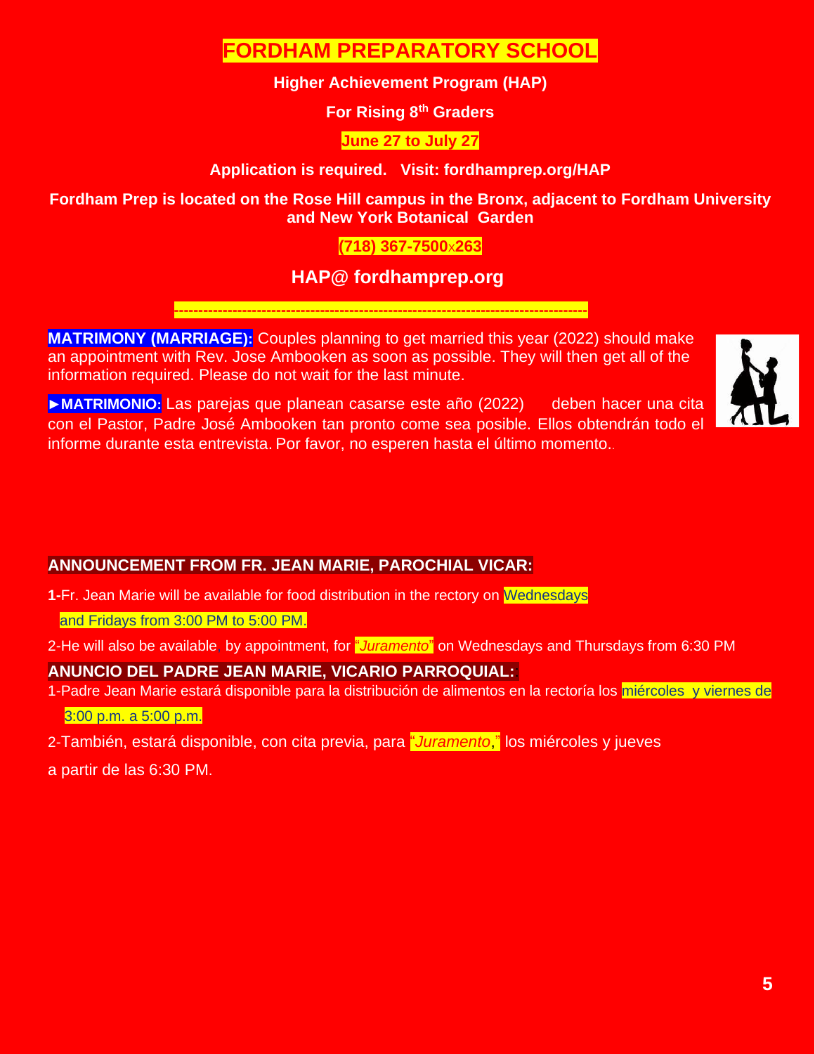# FORDHAM PREPARATORY SCHOOL

**Higher Achievement Program (HAP)**

**For Rising 8th Graders**

**June 27 to July 27**

**Application is required. Visit: fordhamprep.org/HAP**

**Fordham Prep is located on the Rose Hill campus in the Bronx, adjacent to Fordham University and New York Botanical Garden**

**(718) 367-7500x263**

**HAP@ fordhamprep.org**

---

**MATRIMONY (MARRIAGE):** Couples planning to get married this year (2022) should make an appointment with Rev. Jose Ambooken as soon as possible. They will then get all of the information required. Please do not wait for the last minute.

**►MATRIMONIO:** Las parejas que planean casarse este año (2022) deben hacer una cita con el Pastor, Padre José Ambooken tan pronto come sea posible. Ellos obtendrán todo el informe durante esta entrevista. Por favor, no esperen hasta el último momento..

**ANNOUNCEMENT FROM FR. JEAN MARIE, PAROCHIAL VICAR:**

**1-**Fr. Jean Marie will be available for food distribution in the rectory on Wednesdays and Fridays from 3:00 PM to 5:00 PM.

2-He will also be available, by appointment, for "*Juramento*" on Wednesdays and Thursdays from 6:30 PM

**ANUNCIO DEL PADRE JEAN MARIE, VICARIO PARROQUIAL:**

1-Padre Jean Marie estará disponible para la distribución de alimentos en la rectoría los miércoles y viernes de 3:00 p.m. a 5:00 p.m.

2-También, estará disponible, con cita previa, para "*Juramento*," los miércoles y jueves a partir de las 6:30 PM.